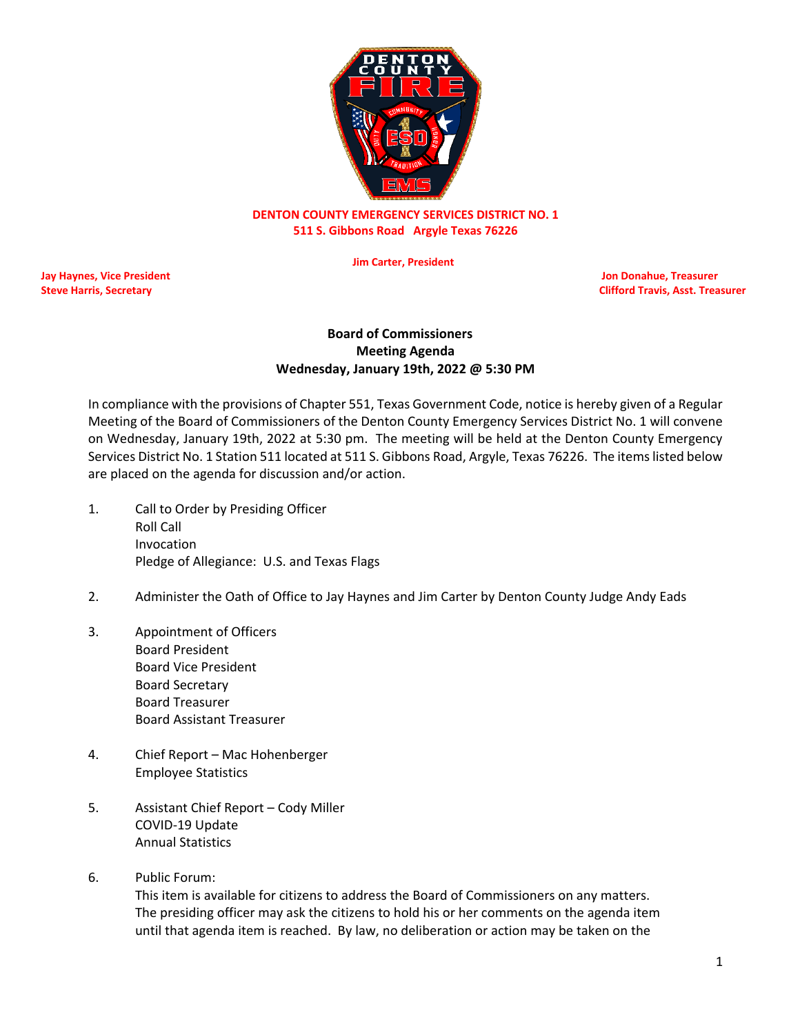**DENTON COUNTY EMERGENCY SERVICES DISTRICT NO. 1**
**511 S. Gibbons Road Argyle Texas 76226**

**Jim Carter, President**

**Jay Haynes, Vice President**
**Steve Harris, Secretary**
**Jon Donahue, Treasurer**
**Clifford Travis, Asst. Treasurer**

# Board of Commissioners
## Meeting Agenda
### Wednesday, January 19th, 2022 @ 5:30 PM

In compliance with the provisions of Chapter 551, Texas Government Code, notice is hereby given of a Regular Meeting of the Board of Commissioners of the Denton County Emergency Services District No. 1 will convene on Wednesday, January 19th, 2022 at 5:30 pm. The meeting will be held at the Denton County Emergency Services District No. 1 Station 511 located at 511 S. Gibbons Road, Argyle, Texas 76226. The items listed below are placed on the agenda for discussion and/or action.

1. Call to Order by Presiding Officer
   Roll Call
   Invocation
   Pledge of Allegiance: U.S. and Texas Flags

2. Administer the Oath of Office to Jay Haynes and Jim Carter by Denton County Judge Andy Eads

3. Appointment of Officers
   Board President
   Board Vice President
   Board Secretary
   Board Treasurer
   Board Assistant Treasurer

4. Chief Report – Mac Hohenberger
   Employee Statistics

5. Assistant Chief Report – Cody Miller
   COVID-19 Update
   Annual Statistics

6. Public Forum:
   This item is available for citizens to address the Board of Commissioners on any matters. The presiding officer may ask the citizens to hold his or her comments on the agenda item until that agenda item is reached. By law, no deliberation or action may be taken on the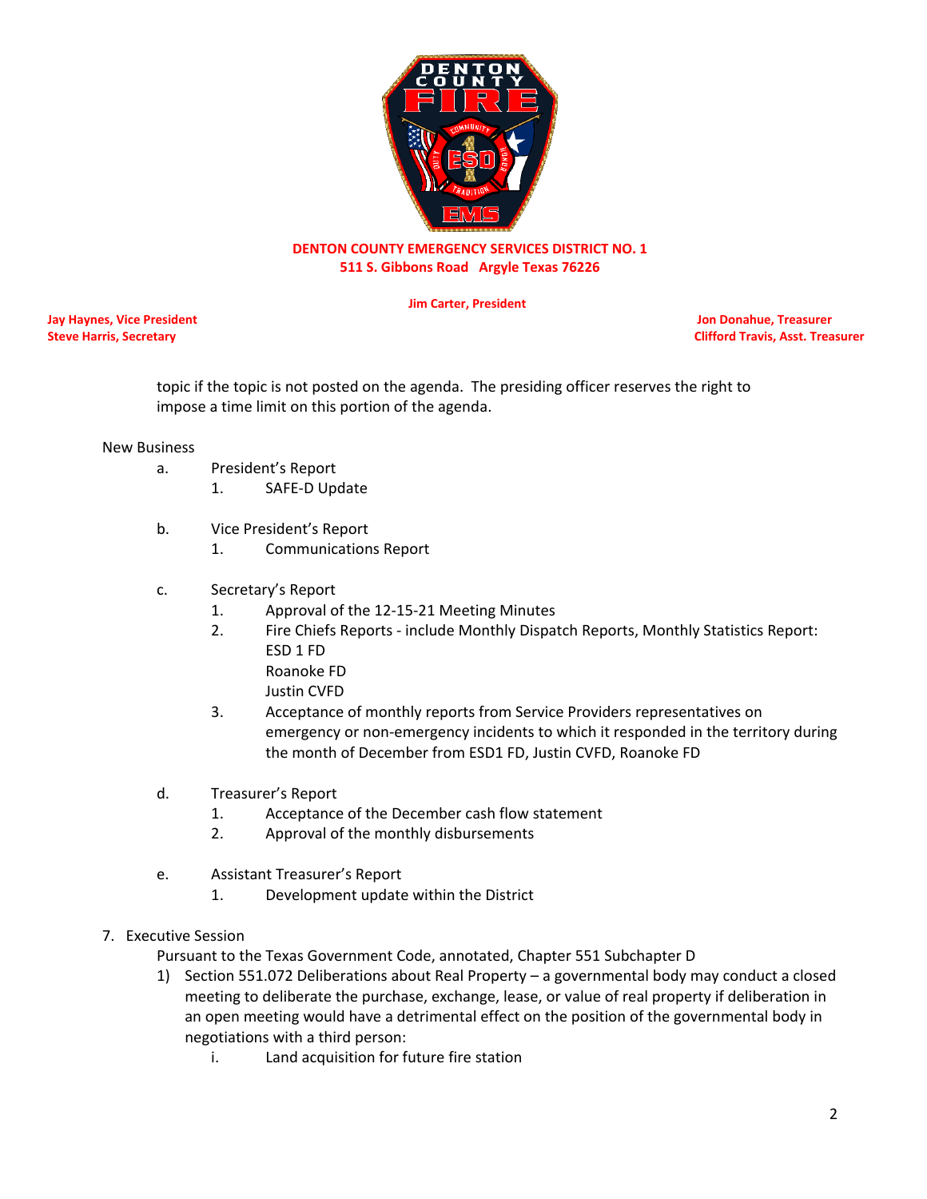**DENTON COUNTY EMERGENCY SERVICES DISTRICT NO. 1**
**511 S. Gibbons Road Argyle Texas 76226**

**Jim Carter, President**

**Jay Haynes, Vice President**
**Steve Harris, Secretary**

**Jon Donahue, Treasurer**
**Clifford Travis, Asst. Treasurer**

topic if the topic is not posted on the agenda. The presiding officer reserves the right to impose a time limit on this portion of the agenda.

New Business

a. President's Report
   1. SAFE-D Update

b. Vice President's Report
   1. Communications Report

c. Secretary's Report
   1. Approval of the 12-15-21 Meeting Minutes
   2. Fire Chiefs Reports - include Monthly Dispatch Reports, Monthly Statistics Report:
      ESD 1 FD
      Roanoke FD
      Justin CVFD
   3. Acceptance of monthly reports from Service Providers representatives on emergency or non-emergency incidents to which it responded in the territory during the month of December from ESD1 FD, Justin CVFD, Roanoke FD

d. Treasurer's Report
   1. Acceptance of the December cash flow statement
   2. Approval of the monthly disbursements

e. Assistant Treasurer's Report
   1. Development update within the District

7. Executive Session
   Pursuant to the Texas Government Code, annotated, Chapter 551 Subchapter D
   1) Section 551.072 Deliberations about Real Property – a governmental body may conduct a closed meeting to deliberate the purchase, exchange, lease, or value of real property if deliberation in an open meeting would have a detrimental effect on the position of the governmental body in negotiations with a third person:
      i. Land acquisition for future fire station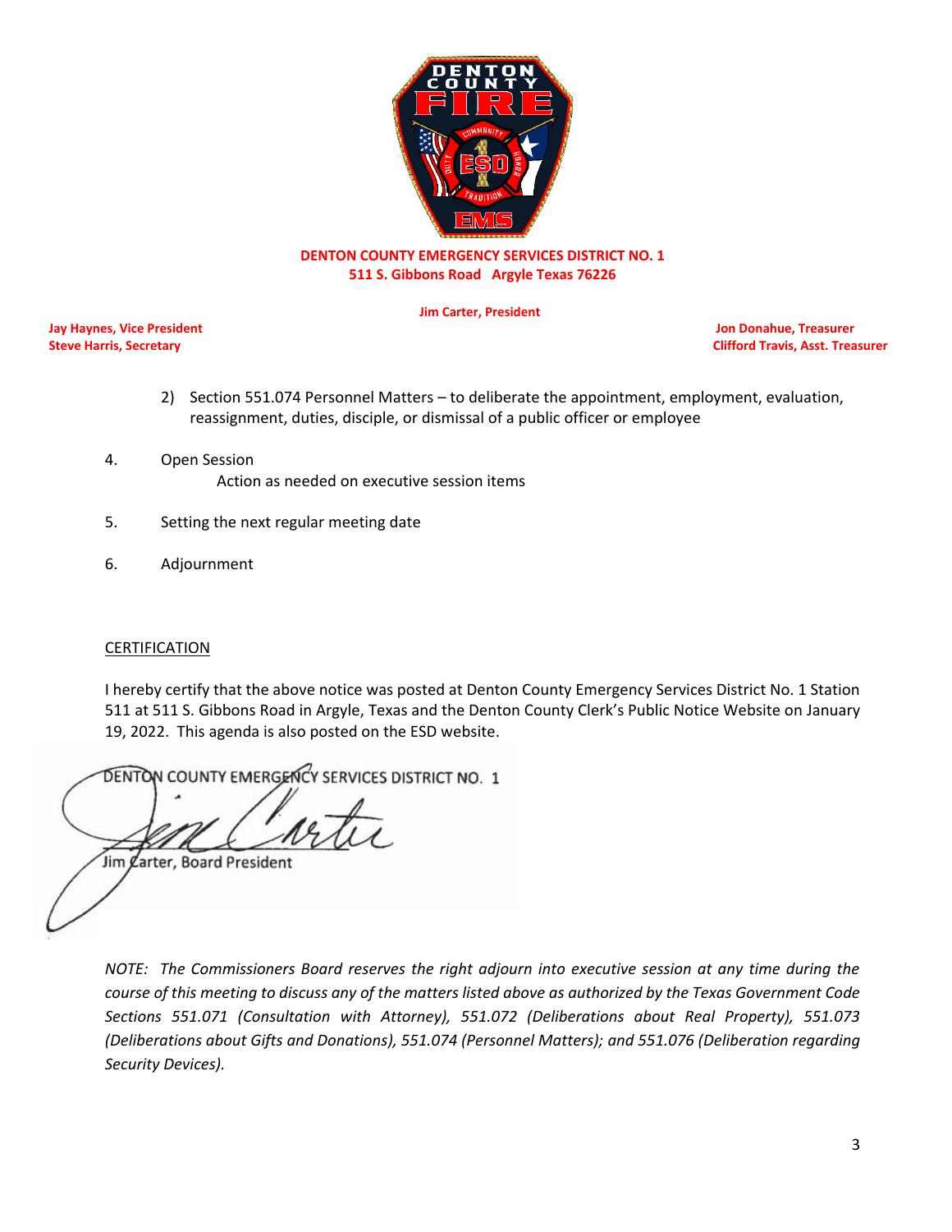**DENTON COUNTY EMERGENCY SERVICES DISTRICT NO. 1**
**511 S. Gibbons Road Argyle Texas 76226**

**Jim Carter, President**

**Jay Haynes, Vice President**
**Steve Harris, Secretary**

**Jon Donahue, Treasurer**
**Clifford Travis, Asst. Treasurer**

2) Section 551.074 Personnel Matters – to deliberate the appointment, employment, evaluation, reassignment, duties, disciple, or dismissal of a public officer or employee

4. Open Session
   Action as needed on executive session items

5. Setting the next regular meeting date

6. Adjournment

<u>CERTIFICATION</u>

I hereby certify that the above notice was posted at Denton County Emergency Services District No. 1 Station 511 at 511 S. Gibbons Road in Argyle, Texas and the Denton County Clerk's Public Notice Website on January 19, 2022. This agenda is also posted on the ESD website.

DENTON COUNTY EMERGENCY SERVICES DISTRICT NO. 1

Jim Carter, Board President

*NOTE: The Commissioners Board reserves the right adjourn into executive session at any time during the course of this meeting to discuss any of the matters listed above as authorized by the Texas Government Code Sections 551.071 (Consultation with Attorney), 551.072 (Deliberations about Real Property), 551.073 (Deliberations about Gifts and Donations), 551.074 (Personnel Matters); and 551.076 (Deliberation regarding Security Devices).*